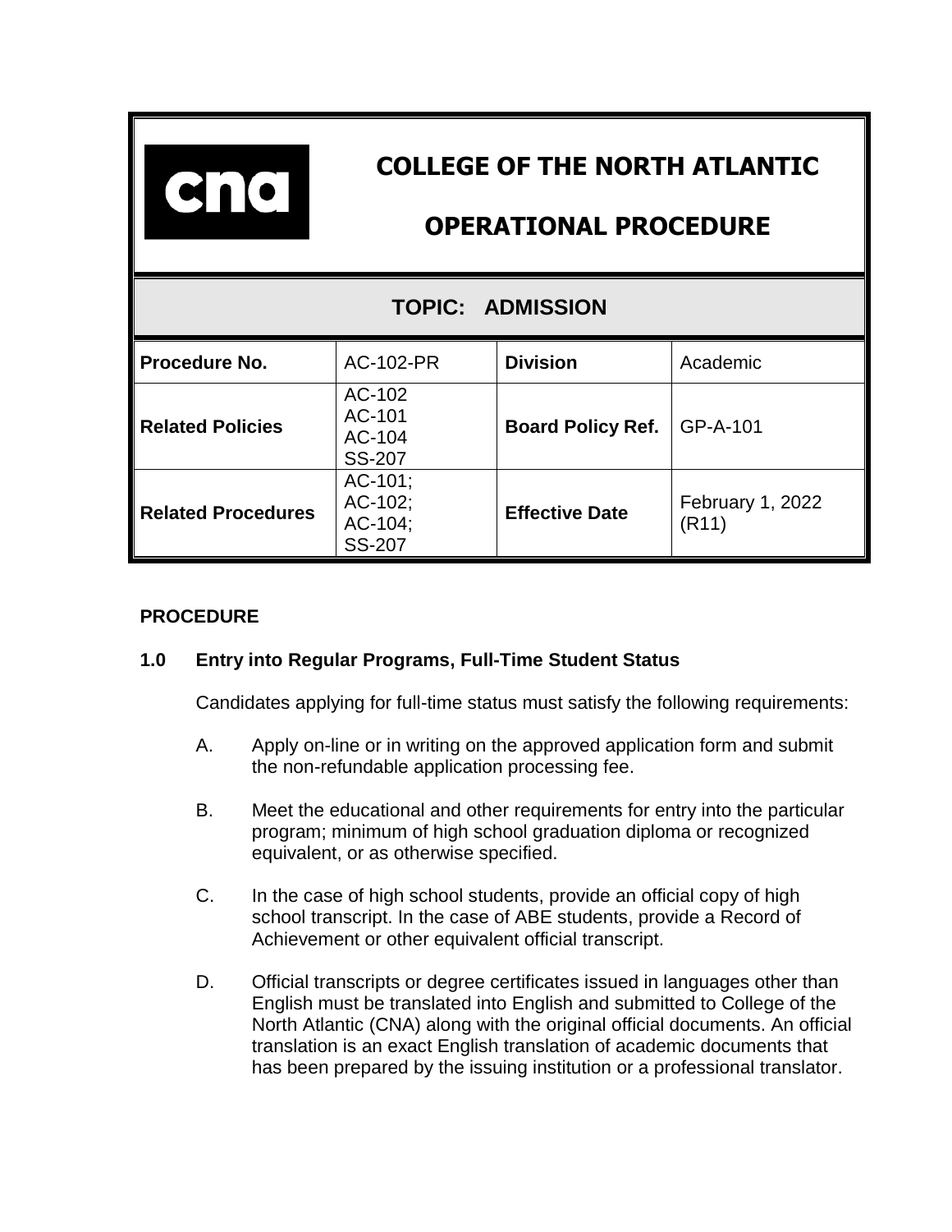# COLLEGE OF THE NORTH ATLANTIC

# OPERATIONAL PROCEDURE

## TOPIC: ADMISSION

| Procedure No. | AC-102-PR | Division | Academic |
|---|---|---|---|
| Related Policies | AC-102<br>AC-101<br>AC-104<br>SS-207 | Board Policy Ref. | GP-A-101 |
| Related Procedures | AC-101;<br>AC-102;<br>AC-104;<br>SS-207 | Effective Date | February 1, 2022 (R11) |

**PROCEDURE**

### 1.0 Entry into Regular Programs, Full-Time Student Status

Candidates applying for full-time status must satisfy the following requirements:

A. Apply on-line or in writing on the approved application form and submit the non-refundable application processing fee.

B. Meet the educational and other requirements for entry into the particular program; minimum of high school graduation diploma or recognized equivalent, or as otherwise specified.

C. In the case of high school students, provide an official copy of high school transcript. In the case of ABE students, provide a Record of Achievement or other equivalent official transcript.

D. Official transcripts or degree certificates issued in languages other than English must be translated into English and submitted to College of the North Atlantic (CNA) along with the original official documents. An official translation is an exact English translation of academic documents that has been prepared by the issuing institution or a professional translator.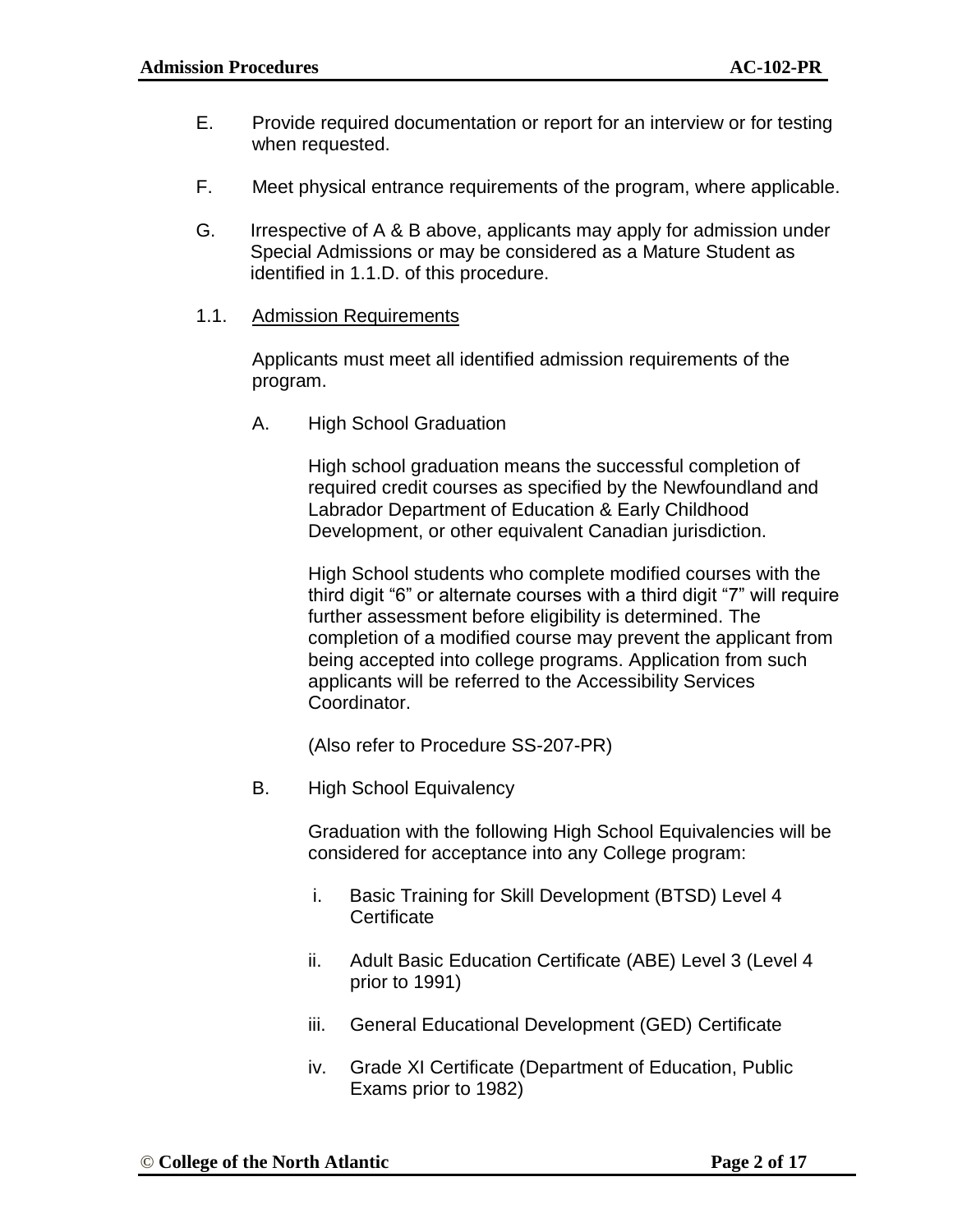E. Provide required documentation or report for an interview or for testing when requested.

F. Meet physical entrance requirements of the program, where applicable.

G. Irrespective of A & B above, applicants may apply for admission under Special Admissions or may be considered as a Mature Student as identified in 1.1.D. of this procedure.

1.1. <u>Admission Requirements</u>

Applicants must meet all identified admission requirements of the program.

A. High School Graduation

High school graduation means the successful completion of required credit courses as specified by the Newfoundland and Labrador Department of Education & Early Childhood Development, or other equivalent Canadian jurisdiction.

High School students who complete modified courses with the third digit "6" or alternate courses with a third digit "7" will require further assessment before eligibility is determined. The completion of a modified course may prevent the applicant from being accepted into college programs. Application from such applicants will be referred to the Accessibility Services Coordinator.

(Also refer to Procedure SS-207-PR)

B. High School Equivalency

Graduation with the following High School Equivalencies will be considered for acceptance into any College program:

i. Basic Training for Skill Development (BTSD) Level 4 Certificate

ii. Adult Basic Education Certificate (ABE) Level 3 (Level 4 prior to 1991)

iii. General Educational Development (GED) Certificate

iv. Grade XI Certificate (Department of Education, Public Exams prior to 1982)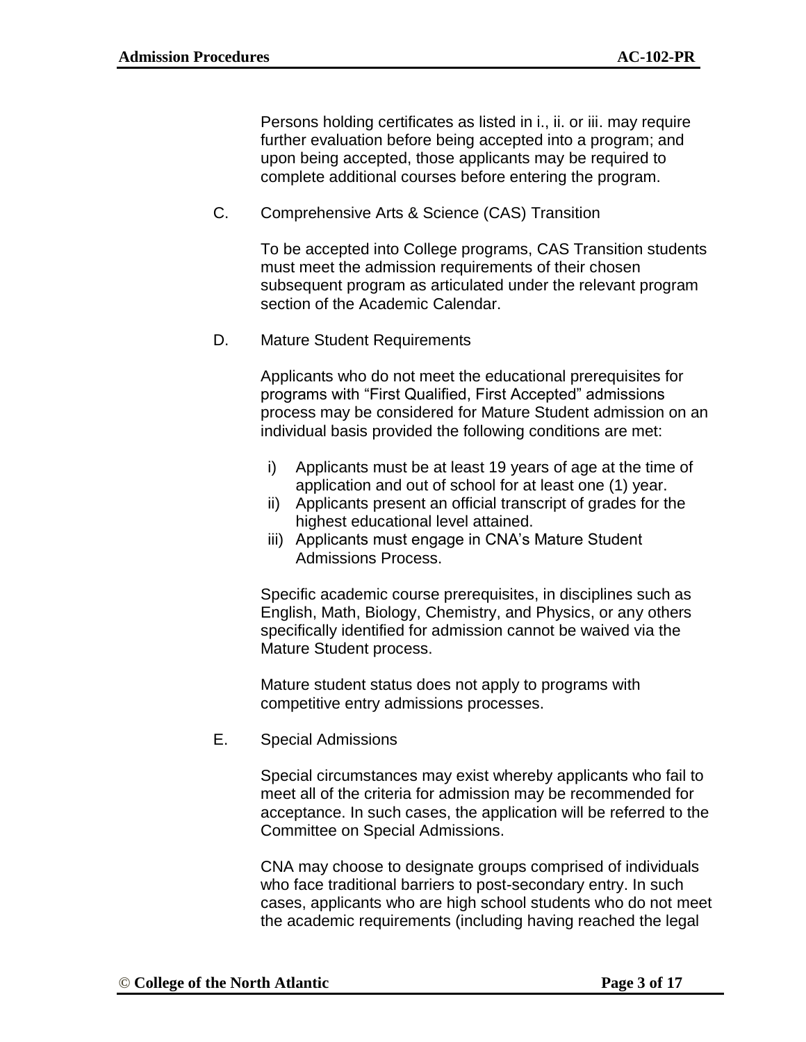Persons holding certificates as listed in i., ii. or iii. may require further evaluation before being accepted into a program; and upon being accepted, those applicants may be required to complete additional courses before entering the program.

C. Comprehensive Arts & Science (CAS) Transition

To be accepted into College programs, CAS Transition students must meet the admission requirements of their chosen subsequent program as articulated under the relevant program section of the Academic Calendar.

D. Mature Student Requirements

Applicants who do not meet the educational prerequisites for programs with "First Qualified, First Accepted" admissions process may be considered for Mature Student admission on an individual basis provided the following conditions are met:

i) Applicants must be at least 19 years of age at the time of application and out of school for at least one (1) year.
ii) Applicants present an official transcript of grades for the highest educational level attained.
iii) Applicants must engage in CNA's Mature Student Admissions Process.

Specific academic course prerequisites, in disciplines such as English, Math, Biology, Chemistry, and Physics, or any others specifically identified for admission cannot be waived via the Mature Student process.

Mature student status does not apply to programs with competitive entry admissions processes.

E. Special Admissions

Special circumstances may exist whereby applicants who fail to meet all of the criteria for admission may be recommended for acceptance. In such cases, the application will be referred to the Committee on Special Admissions.

CNA may choose to designate groups comprised of individuals who face traditional barriers to post-secondary entry. In such cases, applicants who are high school students who do not meet the academic requirements (including having reached the legal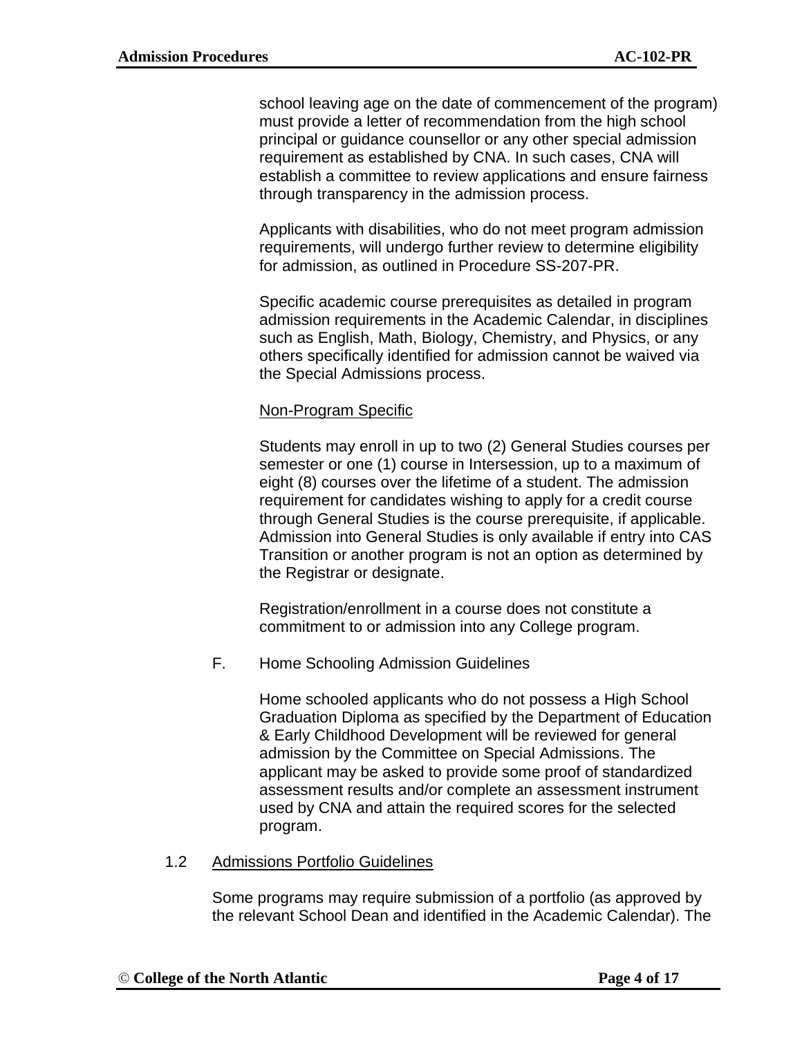school leaving age on the date of commencement of the program) must provide a letter of recommendation from the high school principal or guidance counsellor or any other special admission requirement as established by CNA. In such cases, CNA will establish a committee to review applications and ensure fairness through transparency in the admission process.

Applicants with disabilities, who do not meet program admission requirements, will undergo further review to determine eligibility for admission, as outlined in Procedure SS-207-PR.

Specific academic course prerequisites as detailed in program admission requirements in the Academic Calendar, in disciplines such as English, Math, Biology, Chemistry, and Physics, or any others specifically identified for admission cannot be waived via the Special Admissions process.

<u>Non-Program Specific</u>

Students may enroll in up to two (2) General Studies courses per semester or one (1) course in Intersession, up to a maximum of eight (8) courses over the lifetime of a student. The admission requirement for candidates wishing to apply for a credit course through General Studies is the course prerequisite, if applicable. Admission into General Studies is only available if entry into CAS Transition or another program is not an option as determined by the Registrar or designate.

Registration/enrollment in a course does not constitute a commitment to or admission into any College program.

F. Home Schooling Admission Guidelines

Home schooled applicants who do not possess a High School Graduation Diploma as specified by the Department of Education & Early Childhood Development will be reviewed for general admission by the Committee on Special Admissions. The applicant may be asked to provide some proof of standardized assessment results and/or complete an assessment instrument used by CNA and attain the required scores for the selected program.

1.2 <u>Admissions Portfolio Guidelines</u>

Some programs may require submission of a portfolio (as approved by the relevant School Dean and identified in the Academic Calendar). The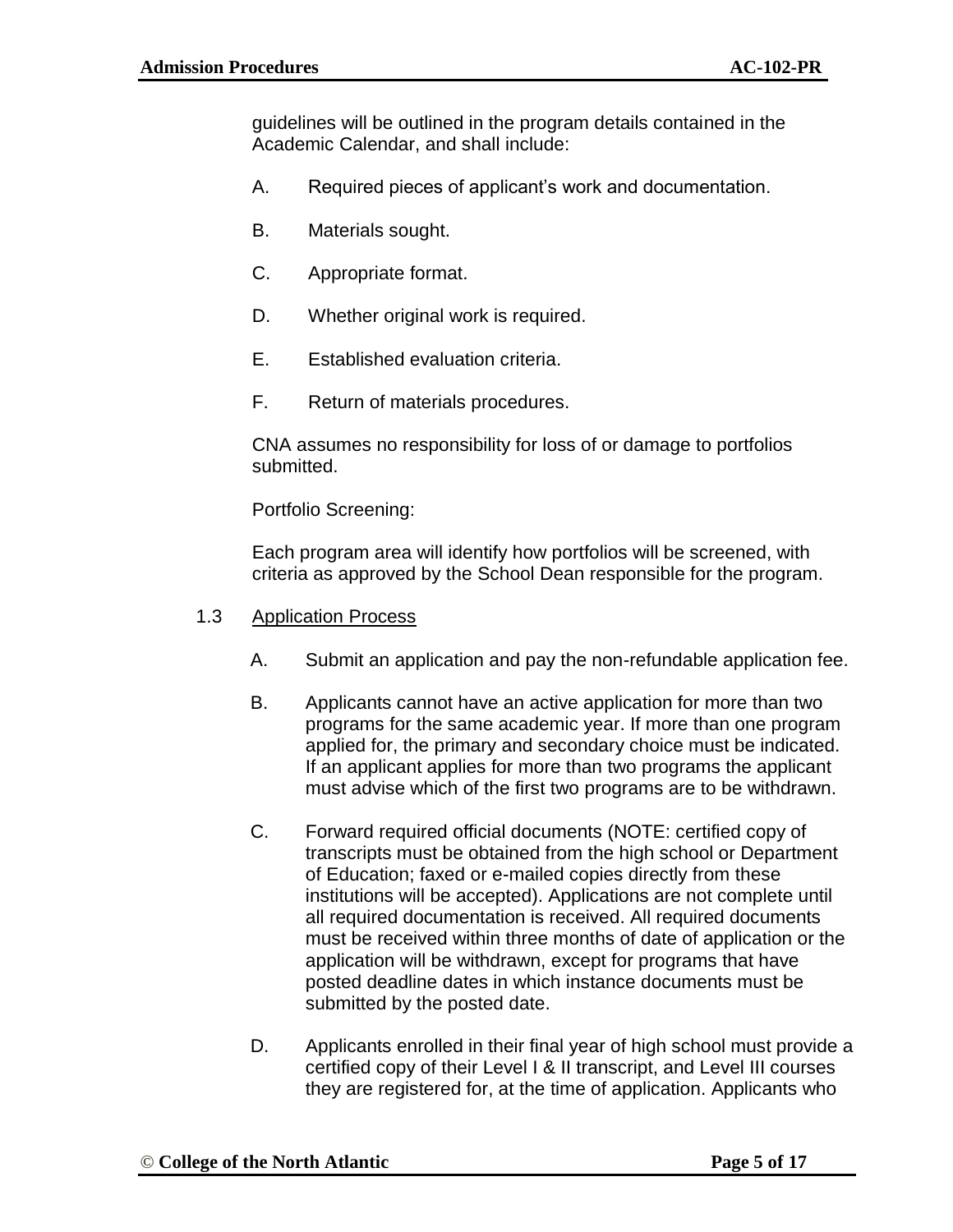guidelines will be outlined in the program details contained in the Academic Calendar, and shall include:

A. Required pieces of applicant's work and documentation.

B. Materials sought.

C. Appropriate format.

D. Whether original work is required.

E. Established evaluation criteria.

F. Return of materials procedures.

CNA assumes no responsibility for loss of or damage to portfolios submitted.

Portfolio Screening:

Each program area will identify how portfolios will be screened, with criteria as approved by the School Dean responsible for the program.

1.3 <u>Application Process</u>

A. Submit an application and pay the non-refundable application fee.

B. Applicants cannot have an active application for more than two programs for the same academic year. If more than one program applied for, the primary and secondary choice must be indicated. If an applicant applies for more than two programs the applicant must advise which of the first two programs are to be withdrawn.

C. Forward required official documents (NOTE: certified copy of transcripts must be obtained from the high school or Department of Education; faxed or e-mailed copies directly from these institutions will be accepted). Applications are not complete until all required documentation is received. All required documents must be received within three months of date of application or the application will be withdrawn, except for programs that have posted deadline dates in which instance documents must be submitted by the posted date.

D. Applicants enrolled in their final year of high school must provide a certified copy of their Level I & II transcript, and Level III courses they are registered for, at the time of application. Applicants who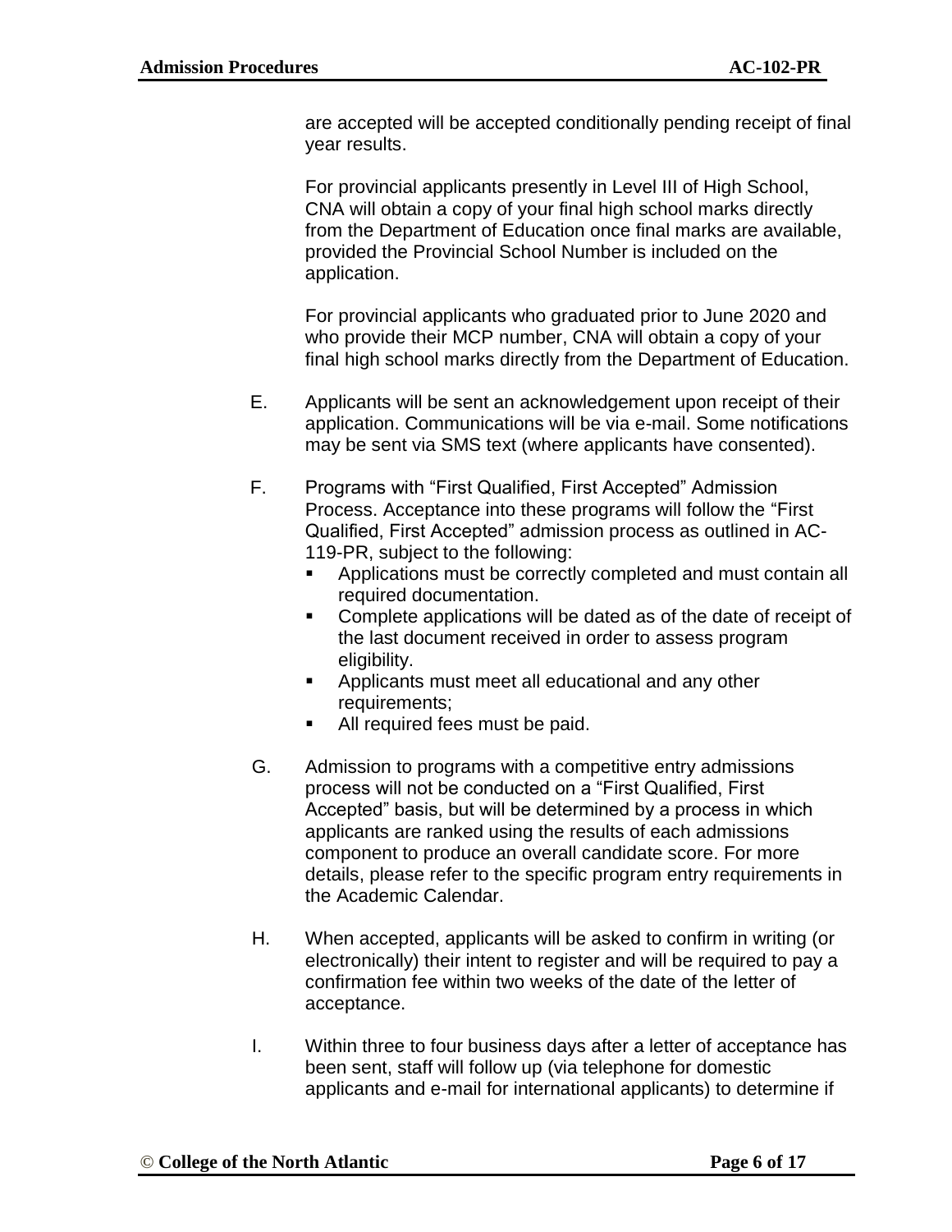are accepted will be accepted conditionally pending receipt of final year results.

For provincial applicants presently in Level III of High School, CNA will obtain a copy of your final high school marks directly from the Department of Education once final marks are available, provided the Provincial School Number is included on the application.

For provincial applicants who graduated prior to June 2020 and who provide their MCP number, CNA will obtain a copy of your final high school marks directly from the Department of Education.

E. Applicants will be sent an acknowledgement upon receipt of their application. Communications will be via e-mail. Some notifications may be sent via SMS text (where applicants have consented).

F. Programs with "First Qualified, First Accepted" Admission Process. Acceptance into these programs will follow the "First Qualified, First Accepted" admission process as outlined in AC-119-PR, subject to the following:
   - Applications must be correctly completed and must contain all required documentation.
   - Complete applications will be dated as of the date of receipt of the last document received in order to assess program eligibility.
   - Applicants must meet all educational and any other requirements;
   - All required fees must be paid.

G. Admission to programs with a competitive entry admissions process will not be conducted on a "First Qualified, First Accepted" basis, but will be determined by a process in which applicants are ranked using the results of each admissions component to produce an overall candidate score. For more details, please refer to the specific program entry requirements in the Academic Calendar.

H. When accepted, applicants will be asked to confirm in writing (or electronically) their intent to register and will be required to pay a confirmation fee within two weeks of the date of the letter of acceptance.

I. Within three to four business days after a letter of acceptance has been sent, staff will follow up (via telephone for domestic applicants and e-mail for international applicants) to determine if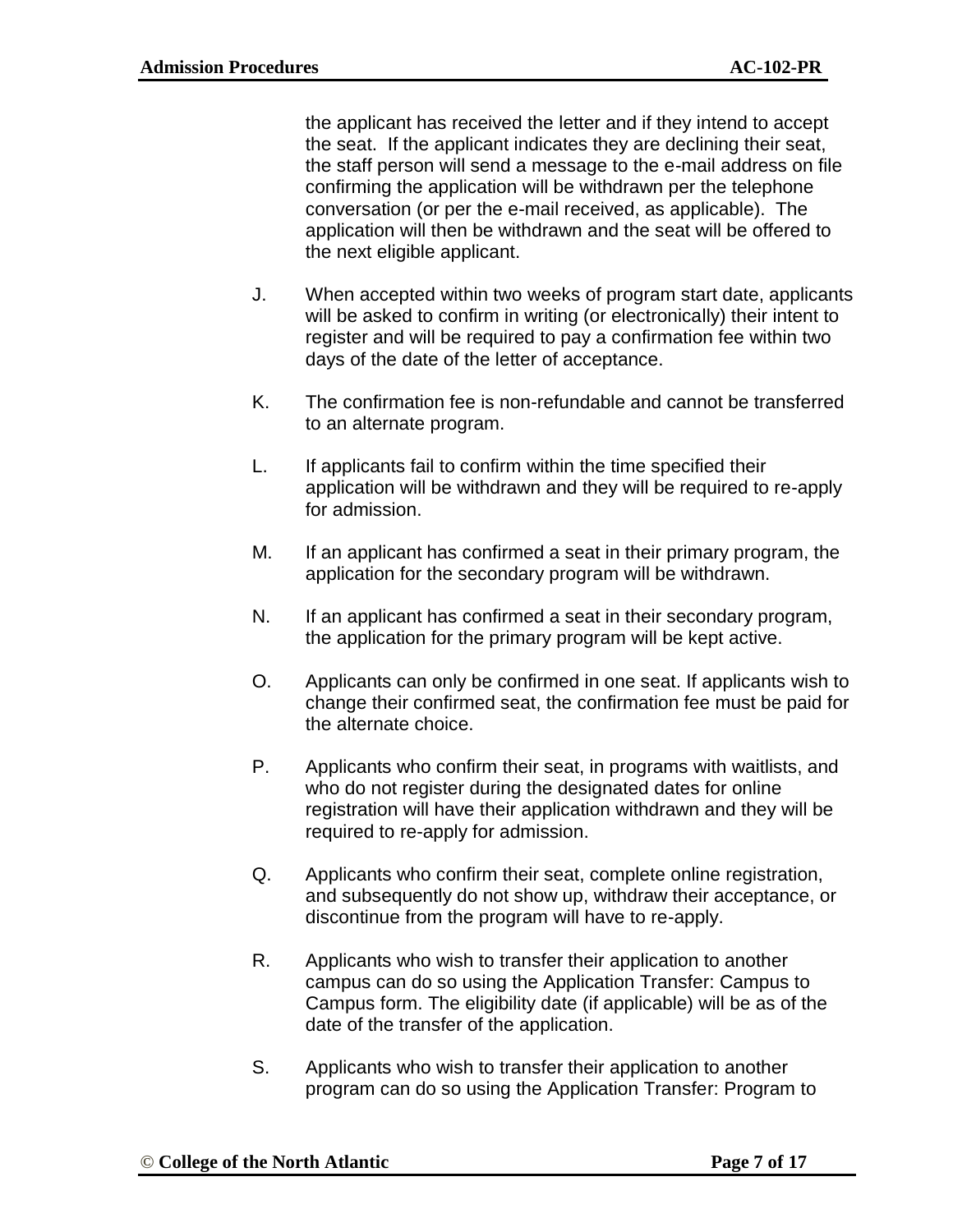the applicant has received the letter and if they intend to accept the seat. If the applicant indicates they are declining their seat, the staff person will send a message to the e-mail address on file confirming the application will be withdrawn per the telephone conversation (or per the e-mail received, as applicable). The application will then be withdrawn and the seat will be offered to the next eligible applicant.

J. When accepted within two weeks of program start date, applicants will be asked to confirm in writing (or electronically) their intent to register and will be required to pay a confirmation fee within two days of the date of the letter of acceptance.

K. The confirmation fee is non-refundable and cannot be transferred to an alternate program.

L. If applicants fail to confirm within the time specified their application will be withdrawn and they will be required to re-apply for admission.

M. If an applicant has confirmed a seat in their primary program, the application for the secondary program will be withdrawn.

N. If an applicant has confirmed a seat in their secondary program, the application for the primary program will be kept active.

O. Applicants can only be confirmed in one seat. If applicants wish to change their confirmed seat, the confirmation fee must be paid for the alternate choice.

P. Applicants who confirm their seat, in programs with waitlists, and who do not register during the designated dates for online registration will have their application withdrawn and they will be required to re-apply for admission.

Q. Applicants who confirm their seat, complete online registration, and subsequently do not show up, withdraw their acceptance, or discontinue from the program will have to re-apply.

R. Applicants who wish to transfer their application to another campus can do so using the Application Transfer: Campus to Campus form. The eligibility date (if applicable) will be as of the date of the transfer of the application.

S. Applicants who wish to transfer their application to another program can do so using the Application Transfer: Program to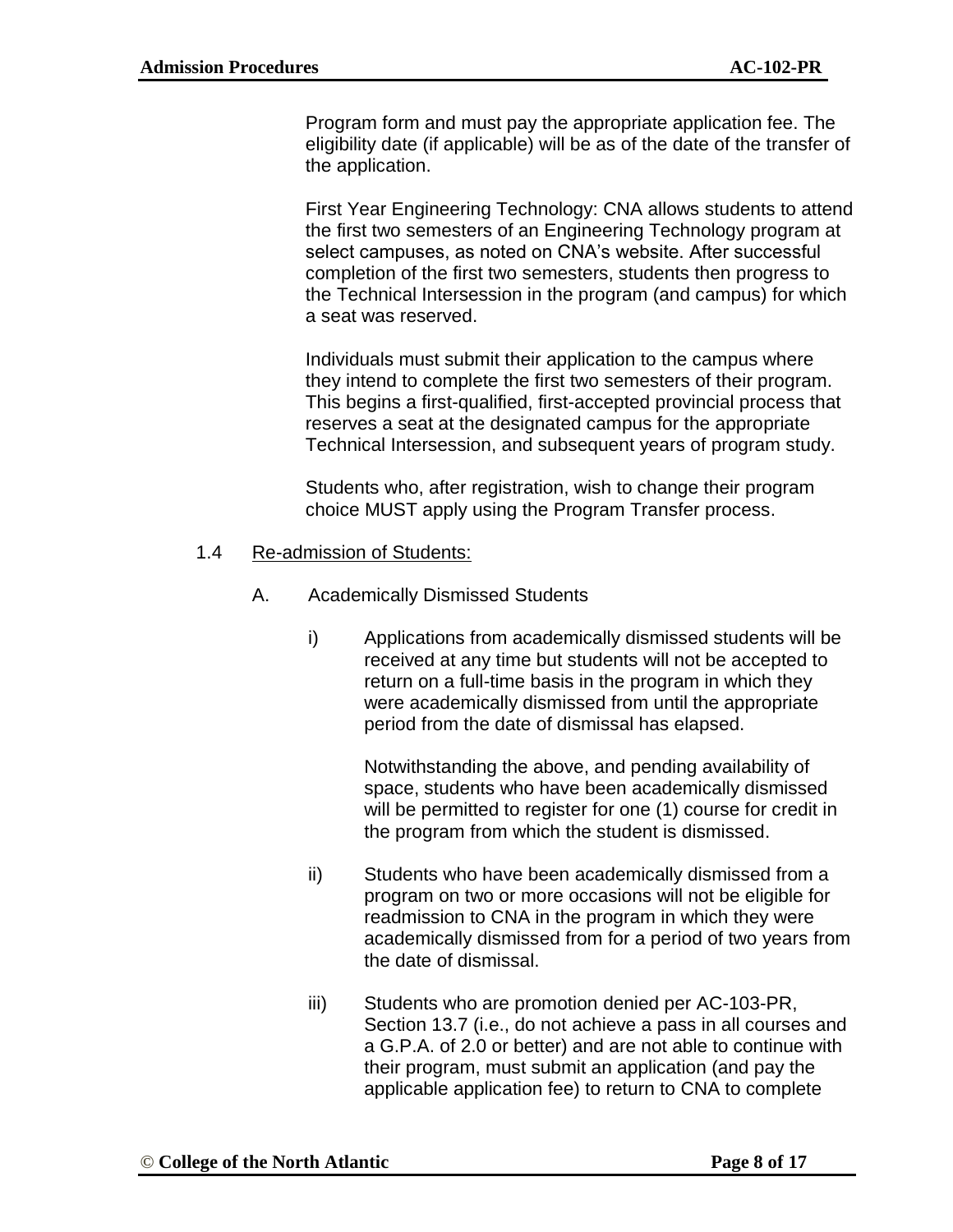Program form and must pay the appropriate application fee. The eligibility date (if applicable) will be as of the date of the transfer of the application.

First Year Engineering Technology: CNA allows students to attend the first two semesters of an Engineering Technology program at select campuses, as noted on CNA's website. After successful completion of the first two semesters, students then progress to the Technical Intersession in the program (and campus) for which a seat was reserved.

Individuals must submit their application to the campus where they intend to complete the first two semesters of their program. This begins a first-qualified, first-accepted provincial process that reserves a seat at the designated campus for the appropriate Technical Intersession, and subsequent years of program study.

Students who, after registration, wish to change their program choice MUST apply using the Program Transfer process.

1.4 Re-admission of Students:

A. Academically Dismissed Students

i) Applications from academically dismissed students will be received at any time but students will not be accepted to return on a full-time basis in the program in which they were academically dismissed from until the appropriate period from the date of dismissal has elapsed.

Notwithstanding the above, and pending availability of space, students who have been academically dismissed will be permitted to register for one (1) course for credit in the program from which the student is dismissed.

ii) Students who have been academically dismissed from a program on two or more occasions will not be eligible for readmission to CNA in the program in which they were academically dismissed from for a period of two years from the date of dismissal.

iii) Students who are promotion denied per AC-103-PR, Section 13.7 (i.e., do not achieve a pass in all courses and a G.P.A. of 2.0 or better) and are not able to continue with their program, must submit an application (and pay the applicable application fee) to return to CNA to complete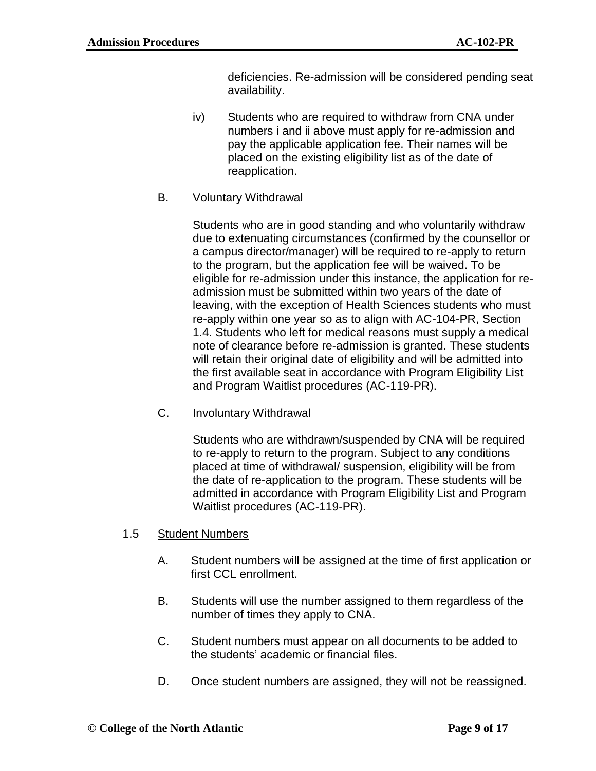deficiencies. Re-admission will be considered pending seat availability.

iv) Students who are required to withdraw from CNA under numbers i and ii above must apply for re-admission and pay the applicable application fee. Their names will be placed on the existing eligibility list as of the date of reapplication.

B. Voluntary Withdrawal

Students who are in good standing and who voluntarily withdraw due to extenuating circumstances (confirmed by the counsellor or a campus director/manager) will be required to re-apply to return to the program, but the application fee will be waived. To be eligible for re-admission under this instance, the application for re-admission must be submitted within two years of the date of leaving, with the exception of Health Sciences students who must re-apply within one year so as to align with AC-104-PR, Section 1.4. Students who left for medical reasons must supply a medical note of clearance before re-admission is granted. These students will retain their original date of eligibility and will be admitted into the first available seat in accordance with Program Eligibility List and Program Waitlist procedures (AC-119-PR).

C. Involuntary Withdrawal

Students who are withdrawn/suspended by CNA will be required to re-apply to return to the program. Subject to any conditions placed at time of withdrawal/ suspension, eligibility will be from the date of re-application to the program. These students will be admitted in accordance with Program Eligibility List and Program Waitlist procedures (AC-119-PR).

1.5 Student Numbers

A. Student numbers will be assigned at the time of first application or first CCL enrollment.

B. Students will use the number assigned to them regardless of the number of times they apply to CNA.

C. Student numbers must appear on all documents to be added to the students' academic or financial files.

D. Once student numbers are assigned, they will not be reassigned.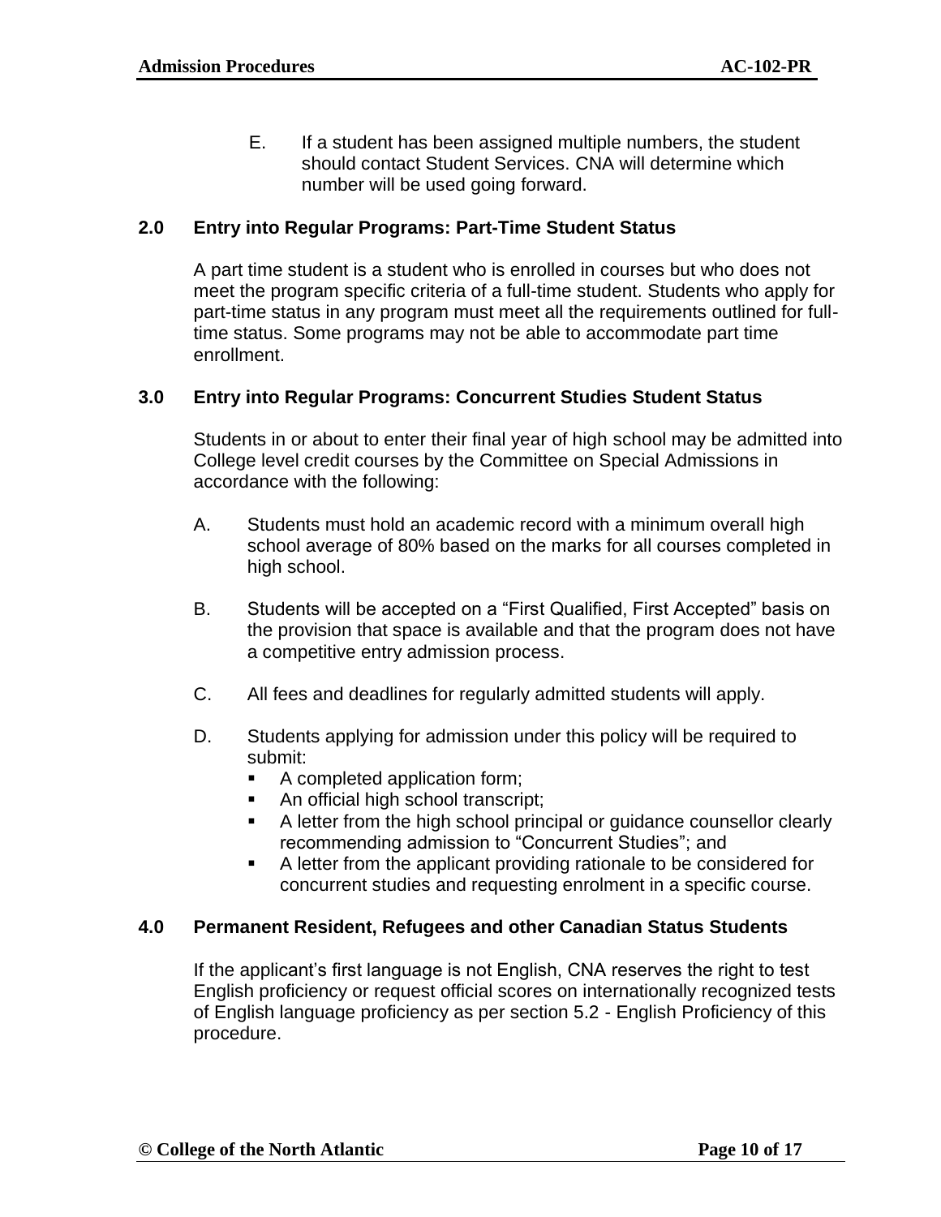E. If a student has been assigned multiple numbers, the student should contact Student Services. CNA will determine which number will be used going forward.

## 2.0 Entry into Regular Programs: Part-Time Student Status

A part time student is a student who is enrolled in courses but who does not meet the program specific criteria of a full-time student. Students who apply for part-time status in any program must meet all the requirements outlined for full-time status. Some programs may not be able to accommodate part time enrollment.

## 3.0 Entry into Regular Programs: Concurrent Studies Student Status

Students in or about to enter their final year of high school may be admitted into College level credit courses by the Committee on Special Admissions in accordance with the following:

A. Students must hold an academic record with a minimum overall high school average of 80% based on the marks for all courses completed in high school.

B. Students will be accepted on a "First Qualified, First Accepted" basis on the provision that space is available and that the program does not have a competitive entry admission process.

C. All fees and deadlines for regularly admitted students will apply.

D. Students applying for admission under this policy will be required to submit:
   - A completed application form;
   - An official high school transcript;
   - A letter from the high school principal or guidance counsellor clearly recommending admission to "Concurrent Studies"; and
   - A letter from the applicant providing rationale to be considered for concurrent studies and requesting enrolment in a specific course.

## 4.0 Permanent Resident, Refugees and other Canadian Status Students

If the applicant's first language is not English, CNA reserves the right to test English proficiency or request official scores on internationally recognized tests of English language proficiency as per section 5.2 - English Proficiency of this procedure.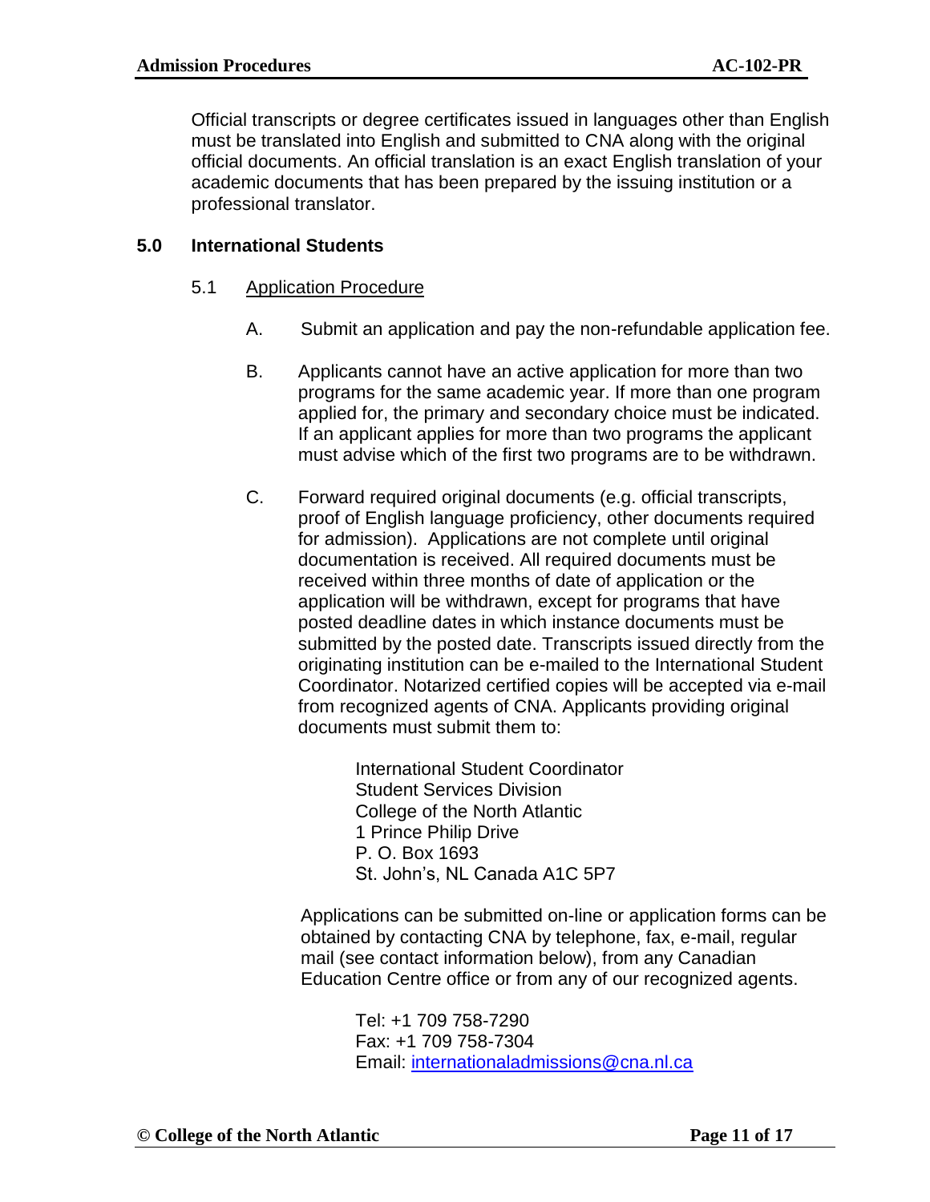Official transcripts or degree certificates issued in languages other than English must be translated into English and submitted to CNA along with the original official documents. An official translation is an exact English translation of your academic documents that has been prepared by the issuing institution or a professional translator.

## 5.0 International Students

### 5.1 Application Procedure

A. Submit an application and pay the non-refundable application fee.

B. Applicants cannot have an active application for more than two programs for the same academic year. If more than one program applied for, the primary and secondary choice must be indicated. If an applicant applies for more than two programs the applicant must advise which of the first two programs are to be withdrawn.

C. Forward required original documents (e.g. official transcripts, proof of English language proficiency, other documents required for admission). Applications are not complete until original documentation is received. All required documents must be received within three months of date of application or the application will be withdrawn, except for programs that have posted deadline dates in which instance documents must be submitted by the posted date. Transcripts issued directly from the originating institution can be e-mailed to the International Student Coordinator. Notarized certified copies will be accepted via e-mail from recognized agents of CNA. Applicants providing original documents must submit them to:

> International Student Coordinator
> Student Services Division
> College of the North Atlantic
> 1 Prince Philip Drive
> P. O. Box 1693
> St. John's, NL Canada A1C 5P7

Applications can be submitted on-line or application forms can be obtained by contacting CNA by telephone, fax, e-mail, regular mail (see contact information below), from any Canadian Education Centre office or from any of our recognized agents.

> Tel: +1 709 758-7290
> Fax: +1 709 758-7304
> Email: internationaladmissions@cna.nl.ca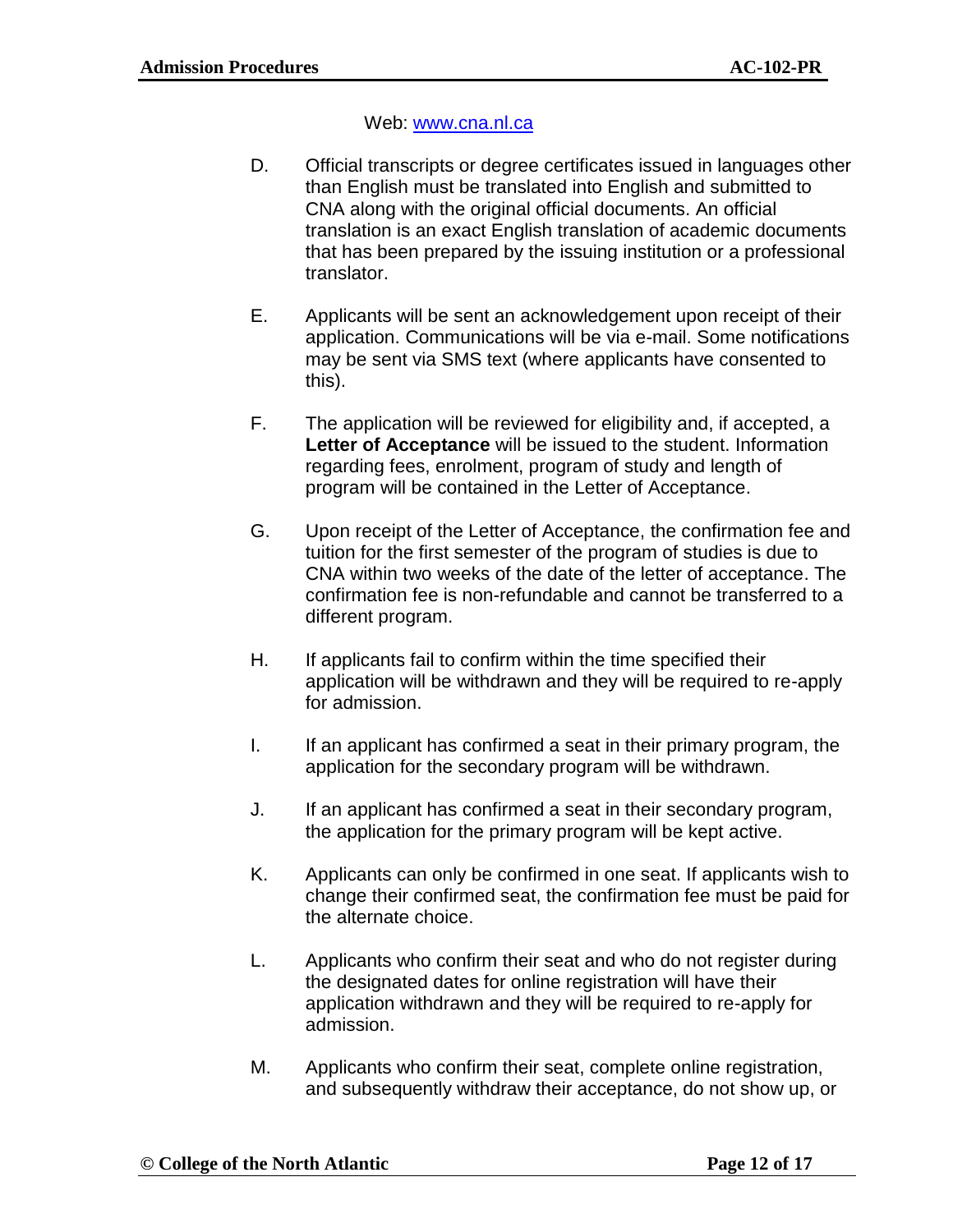Web: [www.cna.nl.ca](http://www.cna.nl.ca)

D. Official transcripts or degree certificates issued in languages other than English must be translated into English and submitted to CNA along with the original official documents. An official translation is an exact English translation of academic documents that has been prepared by the issuing institution or a professional translator.

E. Applicants will be sent an acknowledgement upon receipt of their application. Communications will be via e-mail. Some notifications may be sent via SMS text (where applicants have consented to this).

F. The application will be reviewed for eligibility and, if accepted, a **Letter of Acceptance** will be issued to the student. Information regarding fees, enrolment, program of study and length of program will be contained in the Letter of Acceptance.

G. Upon receipt of the Letter of Acceptance, the confirmation fee and tuition for the first semester of the program of studies is due to CNA within two weeks of the date of the letter of acceptance. The confirmation fee is non-refundable and cannot be transferred to a different program.

H. If applicants fail to confirm within the time specified their application will be withdrawn and they will be required to re-apply for admission.

I. If an applicant has confirmed a seat in their primary program, the application for the secondary program will be withdrawn.

J. If an applicant has confirmed a seat in their secondary program, the application for the primary program will be kept active.

K. Applicants can only be confirmed in one seat. If applicants wish to change their confirmed seat, the confirmation fee must be paid for the alternate choice.

L. Applicants who confirm their seat and who do not register during the designated dates for online registration will have their application withdrawn and they will be required to re-apply for admission.

M. Applicants who confirm their seat, complete online registration, and subsequently withdraw their acceptance, do not show up, or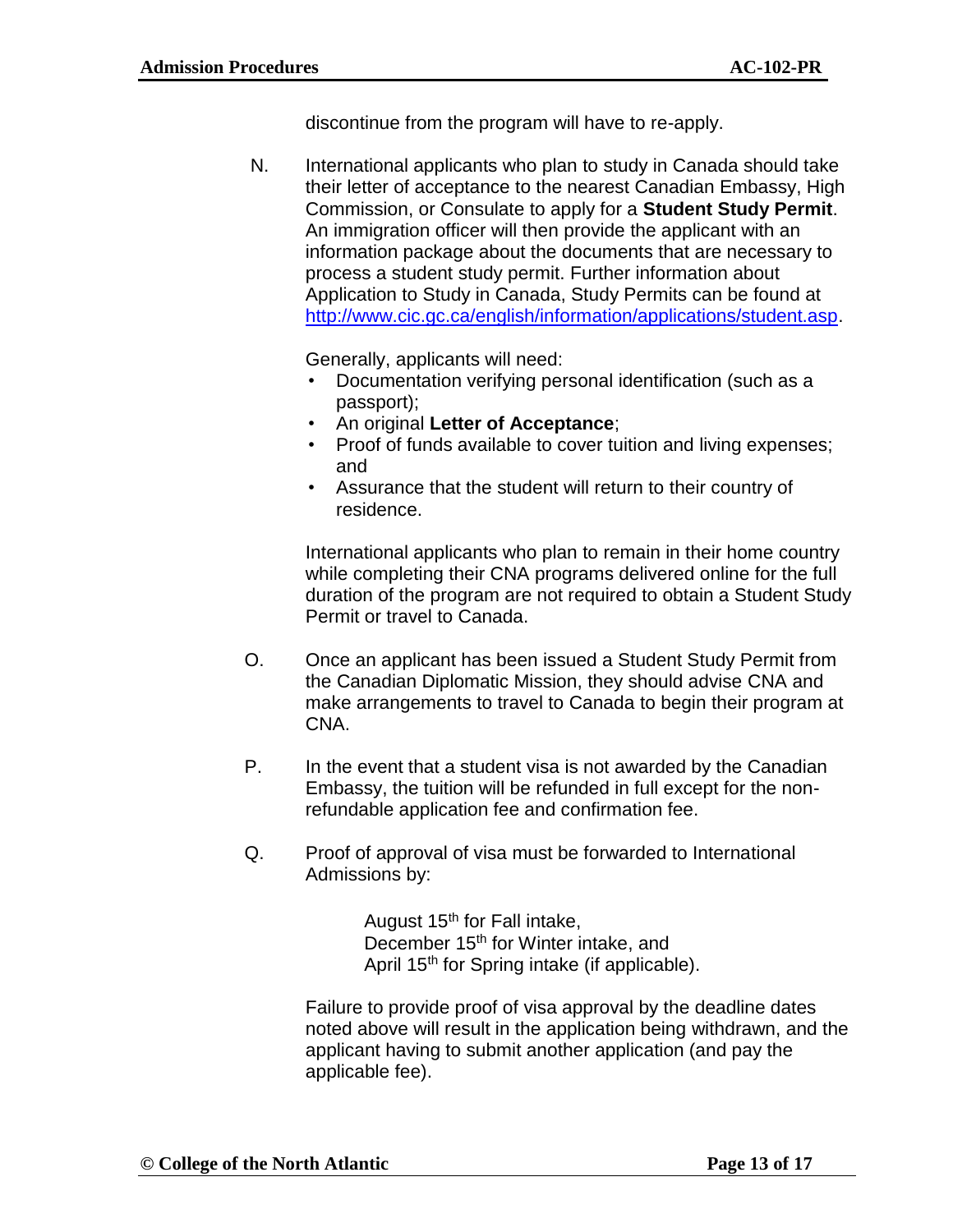discontinue from the program will have to re-apply.

N. International applicants who plan to study in Canada should take their letter of acceptance to the nearest Canadian Embassy, High Commission, or Consulate to apply for a **Student Study Permit**. An immigration officer will then provide the applicant with an information package about the documents that are necessary to process a student study permit. Further information about Application to Study in Canada, Study Permits can be found at [http://www.cic.gc.ca/english/information/applications/student.asp](http://www.cic.gc.ca/english/information/applications/student.asp).

   Generally, applicants will need:

   - Documentation verifying personal identification (such as a passport);
   - An original **Letter of Acceptance**;
   - Proof of funds available to cover tuition and living expenses; and
   - Assurance that the student will return to their country of residence.

   International applicants who plan to remain in their home country while completing their CNA programs delivered online for the full duration of the program are not required to obtain a Student Study Permit or travel to Canada.

O. Once an applicant has been issued a Student Study Permit from the Canadian Diplomatic Mission, they should advise CNA and make arrangements to travel to Canada to begin their program at CNA.

P. In the event that a student visa is not awarded by the Canadian Embassy, the tuition will be refunded in full except for the non-refundable application fee and confirmation fee.

Q. Proof of approval of visa must be forwarded to International Admissions by:

   August 15th for Fall intake,
   December 15th for Winter intake, and
   April 15th for Spring intake (if applicable).

   Failure to provide proof of visa approval by the deadline dates noted above will result in the application being withdrawn, and the applicant having to submit another application (and pay the applicable fee).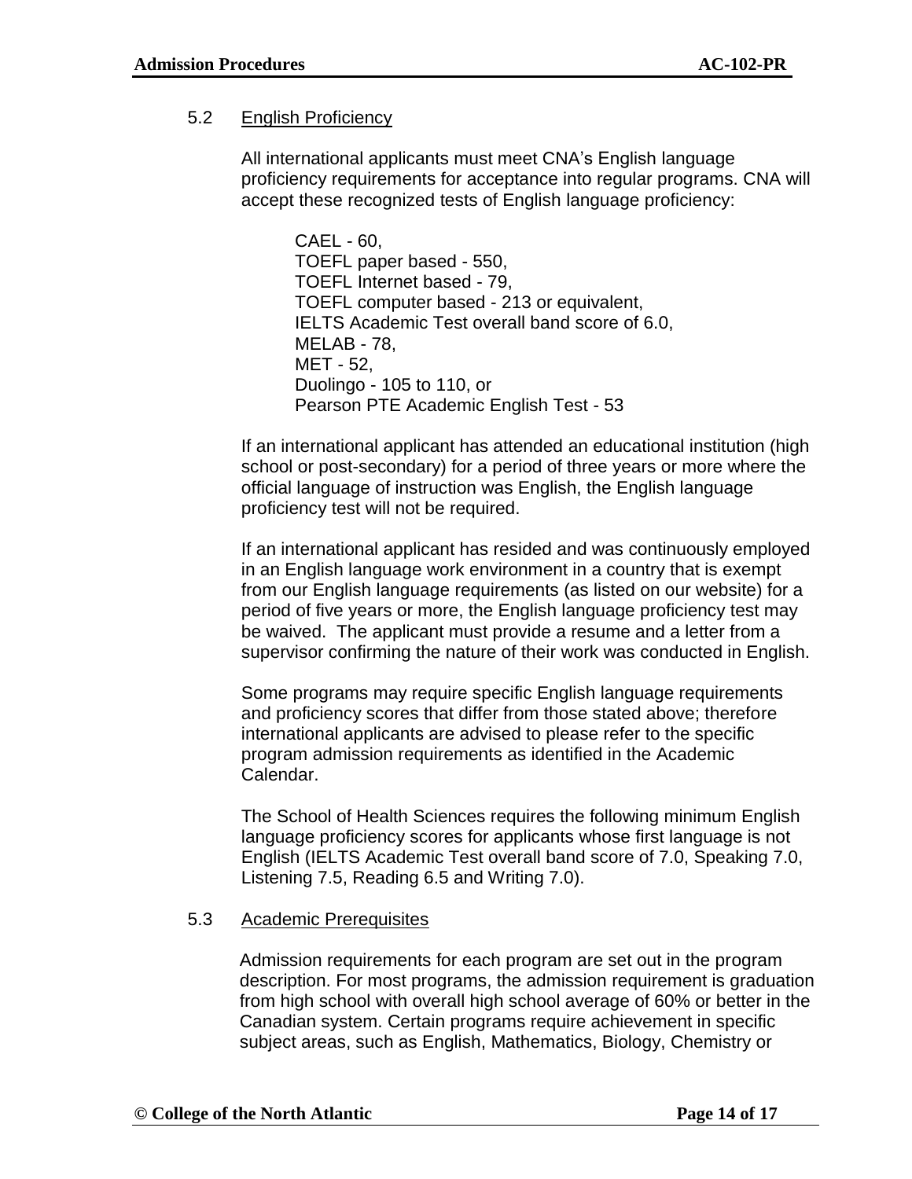### 5.2 English Proficiency

All international applicants must meet CNA's English language proficiency requirements for acceptance into regular programs. CNA will accept these recognized tests of English language proficiency:

CAEL - 60,
TOEFL paper based - 550,
TOEFL Internet based - 79,
TOEFL computer based - 213 or equivalent,
IELTS Academic Test overall band score of 6.0,
MELAB - 78,
MET - 52,
Duolingo - 105 to 110, or
Pearson PTE Academic English Test - 53

If an international applicant has attended an educational institution (high school or post-secondary) for a period of three years or more where the official language of instruction was English, the English language proficiency test will not be required.

If an international applicant has resided and was continuously employed in an English language work environment in a country that is exempt from our English language requirements (as listed on our website) for a period of five years or more, the English language proficiency test may be waived. The applicant must provide a resume and a letter from a supervisor confirming the nature of their work was conducted in English.

Some programs may require specific English language requirements and proficiency scores that differ from those stated above; therefore international applicants are advised to please refer to the specific program admission requirements as identified in the Academic Calendar.

The School of Health Sciences requires the following minimum English language proficiency scores for applicants whose first language is not English (IELTS Academic Test overall band score of 7.0, Speaking 7.0, Listening 7.5, Reading 6.5 and Writing 7.0).

### 5.3 Academic Prerequisites

Admission requirements for each program are set out in the program description. For most programs, the admission requirement is graduation from high school with overall high school average of 60% or better in the Canadian system. Certain programs require achievement in specific subject areas, such as English, Mathematics, Biology, Chemistry or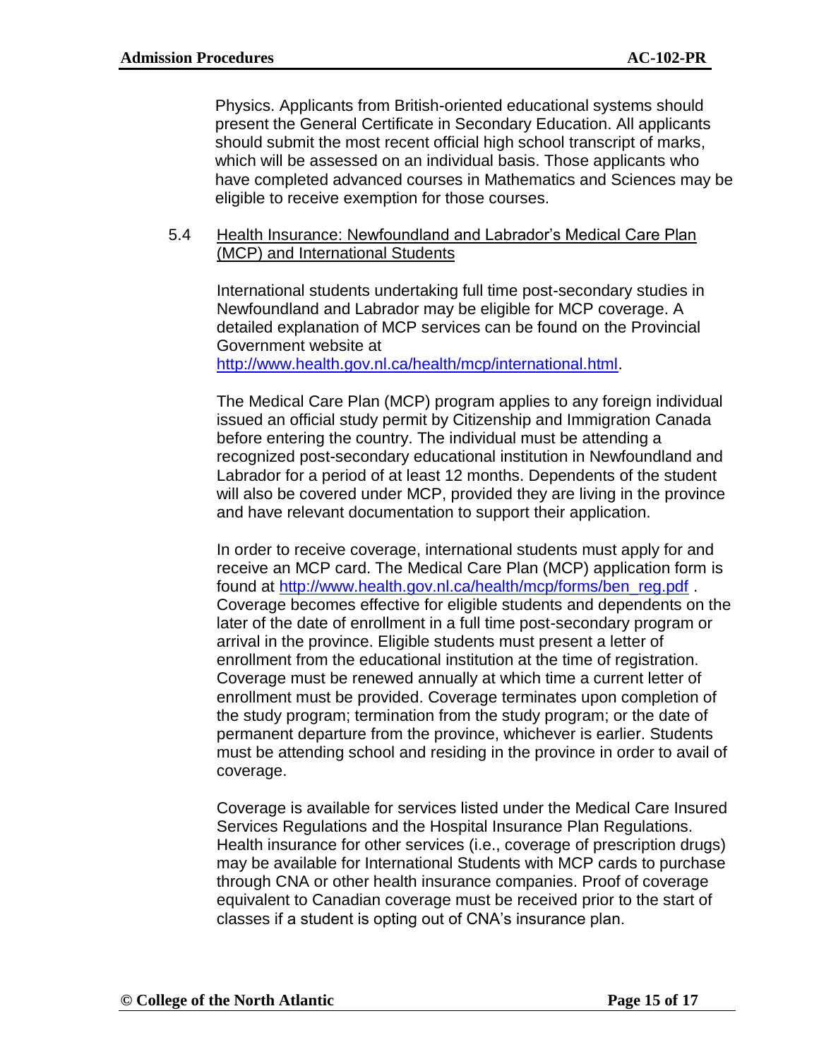Physics. Applicants from British-oriented educational systems should present the General Certificate in Secondary Education. All applicants should submit the most recent official high school transcript of marks, which will be assessed on an individual basis. Those applicants who have completed advanced courses in Mathematics and Sciences may be eligible to receive exemption for those courses.

5.4 Health Insurance: Newfoundland and Labrador's Medical Care Plan (MCP) and International Students

International students undertaking full time post-secondary studies in Newfoundland and Labrador may be eligible for MCP coverage. A detailed explanation of MCP services can be found on the Provincial Government website at http://www.health.gov.nl.ca/health/mcp/international.html.

The Medical Care Plan (MCP) program applies to any foreign individual issued an official study permit by Citizenship and Immigration Canada before entering the country. The individual must be attending a recognized post-secondary educational institution in Newfoundland and Labrador for a period of at least 12 months. Dependents of the student will also be covered under MCP, provided they are living in the province and have relevant documentation to support their application.

In order to receive coverage, international students must apply for and receive an MCP card. The Medical Care Plan (MCP) application form is found at http://www.health.gov.nl.ca/health/mcp/forms/ben_reg.pdf . Coverage becomes effective for eligible students and dependents on the later of the date of enrollment in a full time post-secondary program or arrival in the province. Eligible students must present a letter of enrollment from the educational institution at the time of registration. Coverage must be renewed annually at which time a current letter of enrollment must be provided. Coverage terminates upon completion of the study program; termination from the study program; or the date of permanent departure from the province, whichever is earlier. Students must be attending school and residing in the province in order to avail of coverage.

Coverage is available for services listed under the Medical Care Insured Services Regulations and the Hospital Insurance Plan Regulations. Health insurance for other services (i.e., coverage of prescription drugs) may be available for International Students with MCP cards to purchase through CNA or other health insurance companies. Proof of coverage equivalent to Canadian coverage must be received prior to the start of classes if a student is opting out of CNA's insurance plan.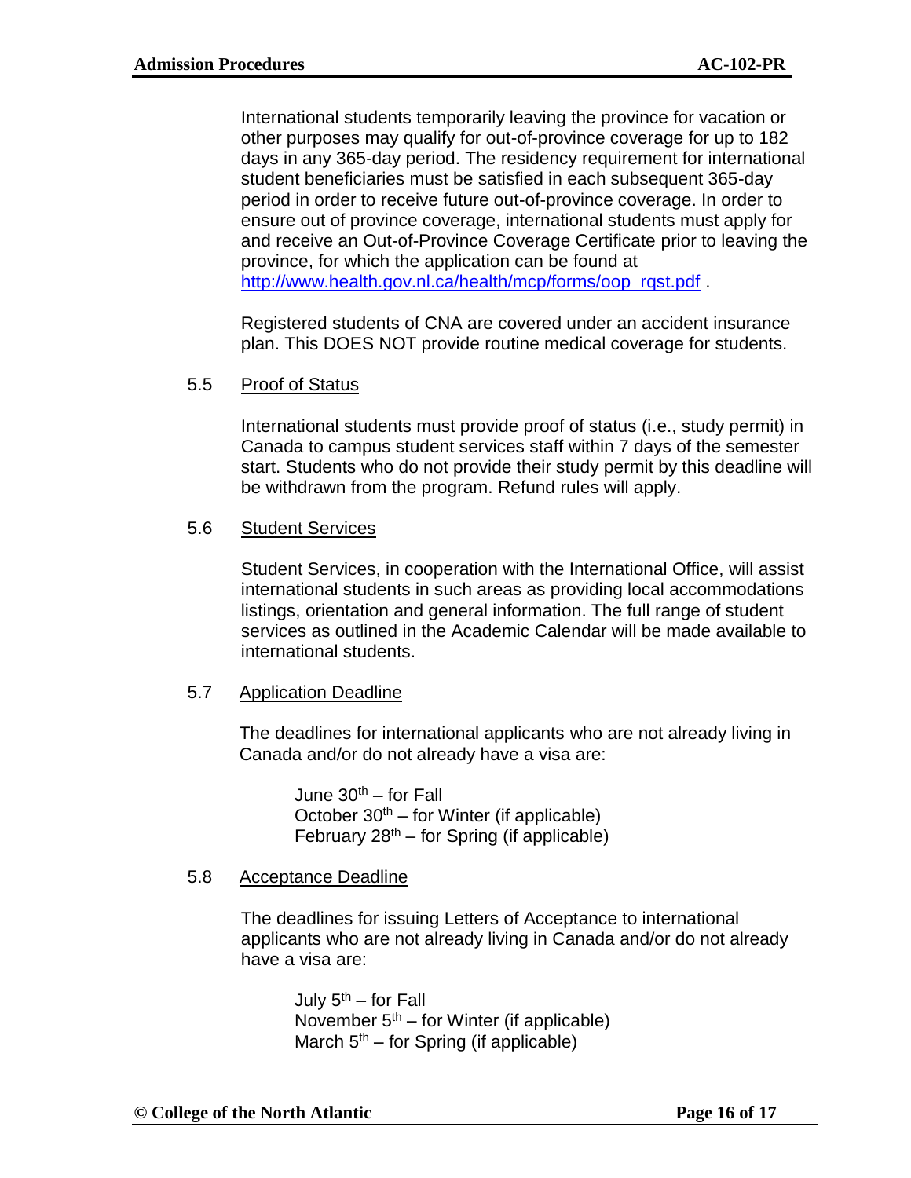International students temporarily leaving the province for vacation or other purposes may qualify for out-of-province coverage for up to 182 days in any 365-day period. The residency requirement for international student beneficiaries must be satisfied in each subsequent 365-day period in order to receive future out-of-province coverage. In order to ensure out of province coverage, international students must apply for and receive an Out-of-Province Coverage Certificate prior to leaving the province, for which the application can be found at http://www.health.gov.nl.ca/health/mcp/forms/oop_rqst.pdf .

Registered students of CNA are covered under an accident insurance plan. This DOES NOT provide routine medical coverage for students.

5.5 Proof of Status

International students must provide proof of status (i.e., study permit) in Canada to campus student services staff within 7 days of the semester start. Students who do not provide their study permit by this deadline will be withdrawn from the program. Refund rules will apply.

5.6 Student Services

Student Services, in cooperation with the International Office, will assist international students in such areas as providing local accommodations listings, orientation and general information. The full range of student services as outlined in the Academic Calendar will be made available to international students.

5.7 Application Deadline

The deadlines for international applicants who are not already living in Canada and/or do not already have a visa are:

June 30th – for Fall
October 30th – for Winter (if applicable)
February 28th – for Spring (if applicable)

5.8 Acceptance Deadline

The deadlines for issuing Letters of Acceptance to international applicants who are not already living in Canada and/or do not already have a visa are:

July 5th – for Fall
November 5th – for Winter (if applicable)
March 5th – for Spring (if applicable)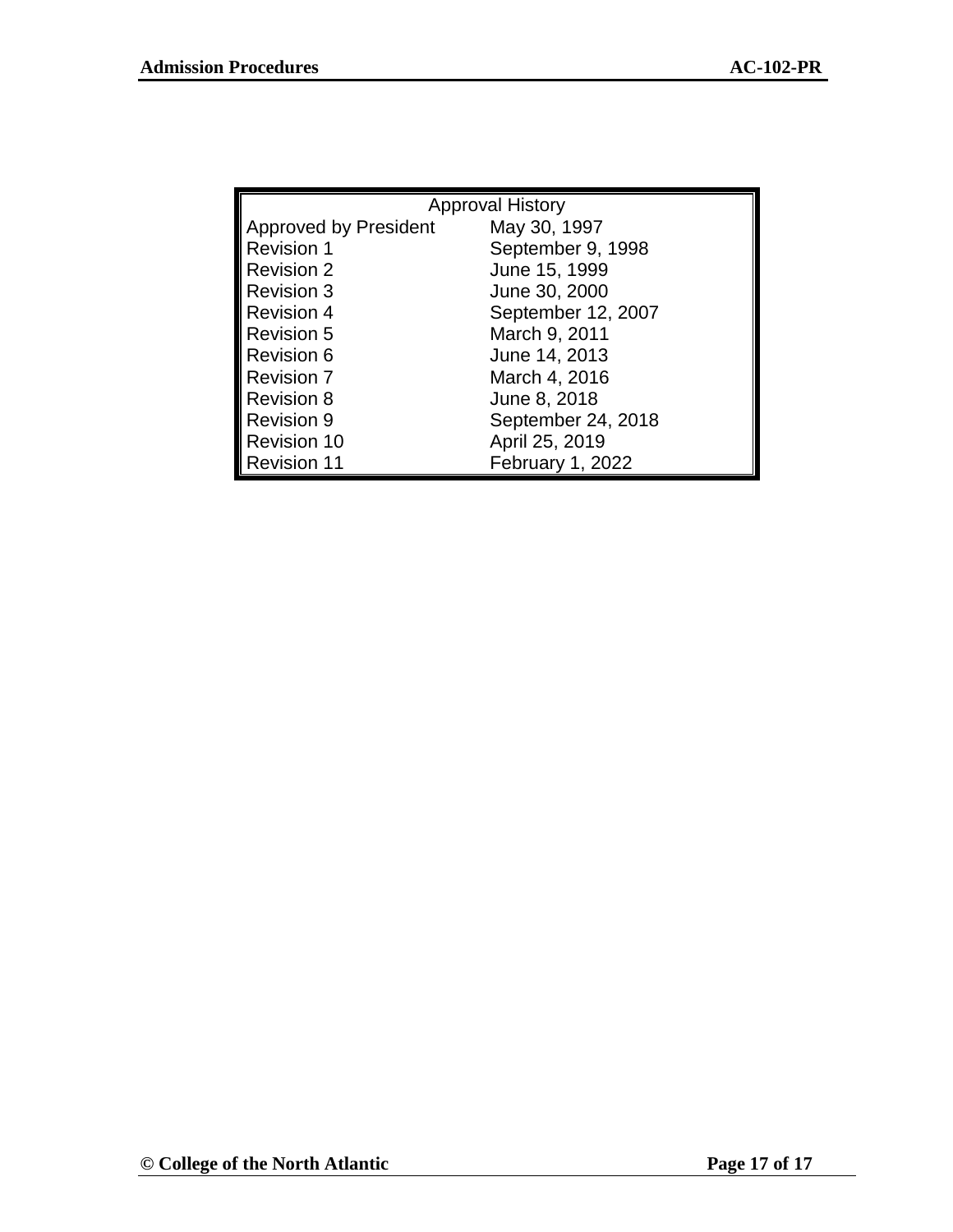| Approval History | |
|---|---|
| Approved by President | May 30, 1997 |
| Revision 1 | September 9, 1998 |
| Revision 2 | June 15, 1999 |
| Revision 3 | June 30, 2000 |
| Revision 4 | September 12, 2007 |
| Revision 5 | March 9, 2011 |
| Revision 6 | June 14, 2013 |
| Revision 7 | March 4, 2016 |
| Revision 8 | June 8, 2018 |
| Revision 9 | September 24, 2018 |
| Revision 10 | April 25, 2019 |
| Revision 11 | February 1, 2022 |